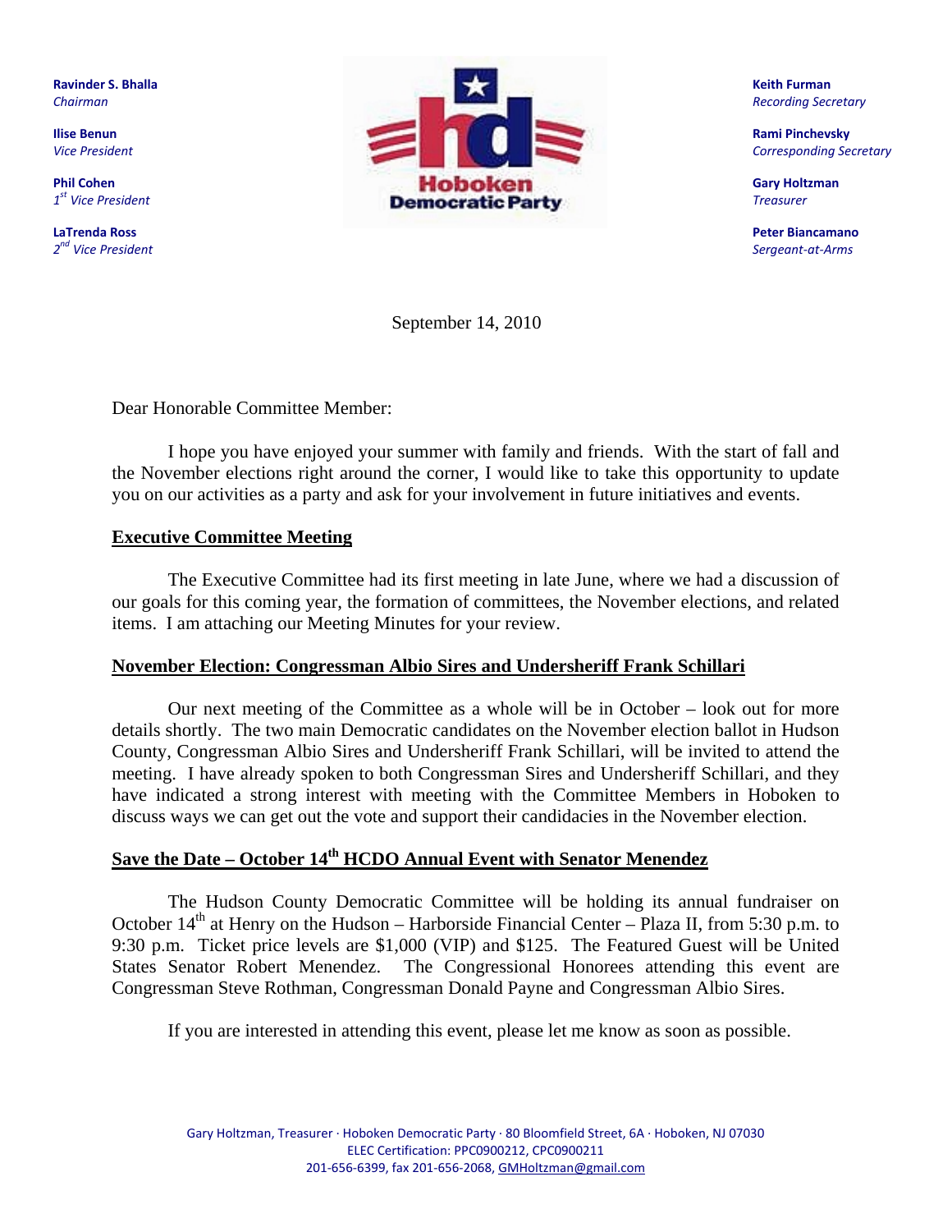**Ravinder S. Bhalla**
*Chairman*

**Ilise Benun**
*Vice President*

**Phil Cohen**
*1st Vice President*

**LaTrenda Ross**
*2nd Vice President*

**Hoboken Democratic Party**

**Keith Furman**
*Recording Secretary*

**Rami Pinchevsky**
*Corresponding Secretary*

**Gary Holtzman**
*Treasurer*

**Peter Biancamano**
*Sergeant-at-Arms*

September 14, 2010

Dear Honorable Committee Member:

I hope you have enjoyed your summer with family and friends. With the start of fall and the November elections right around the corner, I would like to take this opportunity to update you on our activities as a party and ask for your involvement in future initiatives and events.

## Executive Committee Meeting

The Executive Committee had its first meeting in late June, where we had a discussion of our goals for this coming year, the formation of committees, the November elections, and related items. I am attaching our Meeting Minutes for your review.

## November Election: Congressman Albio Sires and Undersheriff Frank Schillari

Our next meeting of the Committee as a whole will be in October – look out for more details shortly. The two main Democratic candidates on the November election ballot in Hudson County, Congressman Albio Sires and Undersheriff Frank Schillari, will be invited to attend the meeting. I have already spoken to both Congressman Sires and Undersheriff Schillari, and they have indicated a strong interest with meeting with the Committee Members in Hoboken to discuss ways we can get out the vote and support their candidacies in the November election.

## Save the Date – October 14th HCDO Annual Event with Senator Menendez

The Hudson County Democratic Committee will be holding its annual fundraiser on October 14th at Henry on the Hudson – Harborside Financial Center – Plaza II, from 5:30 p.m. to 9:30 p.m. Ticket price levels are $1,000 (VIP) and $125. The Featured Guest will be United States Senator Robert Menendez. The Congressional Honorees attending this event are Congressman Steve Rothman, Congressman Donald Payne and Congressman Albio Sires.

If you are interested in attending this event, please let me know as soon as possible.

Gary Holtzman, Treasurer · Hoboken Democratic Party · 80 Bloomfield Street, 6A · Hoboken, NJ 07030
ELEC Certification: PPC0900212, CPC0900211
201-656-6399, fax 201-656-2068, GMHoltzman@gmail.com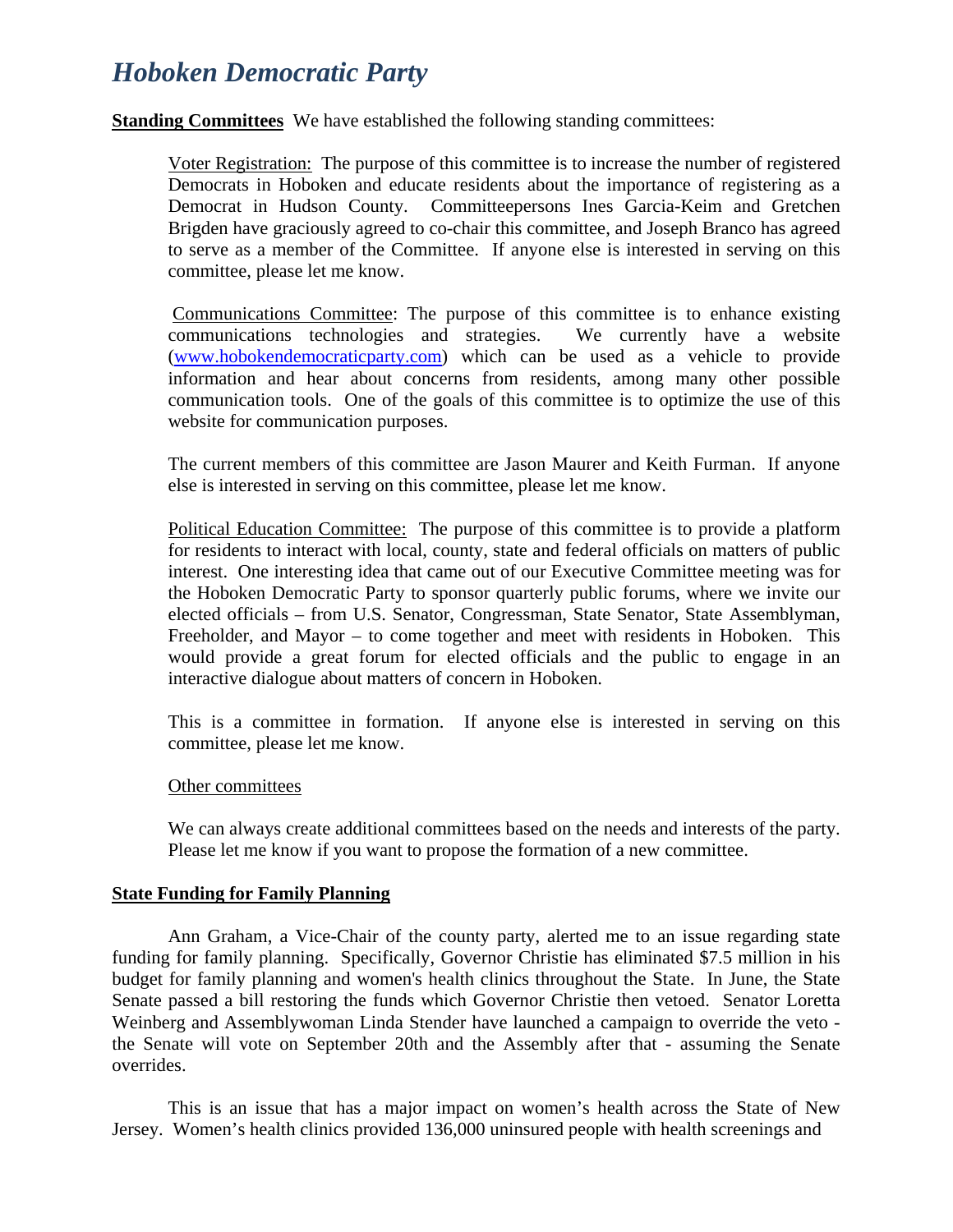# *Hoboken Democratic Party*

**Standing Committees** We have established the following standing committees:

Voter Registration: The purpose of this committee is to increase the number of registered Democrats in Hoboken and educate residents about the importance of registering as a Democrat in Hudson County. Committeepersons Ines Garcia-Keim and Gretchen Brigden have graciously agreed to co-chair this committee, and Joseph Branco has agreed to serve as a member of the Committee. If anyone else is interested in serving on this committee, please let me know.

Communications Committee: The purpose of this committee is to enhance existing communications technologies and strategies. We currently have a website ([www.hobokendemocraticparty.com](http://www.hobokendemocraticparty.com)) which can be used as a vehicle to provide information and hear about concerns from residents, among many other possible communication tools. One of the goals of this committee is to optimize the use of this website for communication purposes.

The current members of this committee are Jason Maurer and Keith Furman. If anyone else is interested in serving on this committee, please let me know.

Political Education Committee: The purpose of this committee is to provide a platform for residents to interact with local, county, state and federal officials on matters of public interest. One interesting idea that came out of our Executive Committee meeting was for the Hoboken Democratic Party to sponsor quarterly public forums, where we invite our elected officials – from U.S. Senator, Congressman, State Senator, State Assemblyman, Freeholder, and Mayor – to come together and meet with residents in Hoboken. This would provide a great forum for elected officials and the public to engage in an interactive dialogue about matters of concern in Hoboken.

This is a committee in formation. If anyone else is interested in serving on this committee, please let me know.

Other committees

We can always create additional committees based on the needs and interests of the party. Please let me know if you want to propose the formation of a new committee.

**State Funding for Family Planning**

Ann Graham, a Vice-Chair of the county party, alerted me to an issue regarding state funding for family planning. Specifically, Governor Christie has eliminated $7.5 million in his budget for family planning and women's health clinics throughout the State. In June, the State Senate passed a bill restoring the funds which Governor Christie then vetoed. Senator Loretta Weinberg and Assemblywoman Linda Stender have launched a campaign to override the veto - the Senate will vote on September 20th and the Assembly after that - assuming the Senate overrides.

This is an issue that has a major impact on women's health across the State of New Jersey. Women's health clinics provided 136,000 uninsured people with health screenings and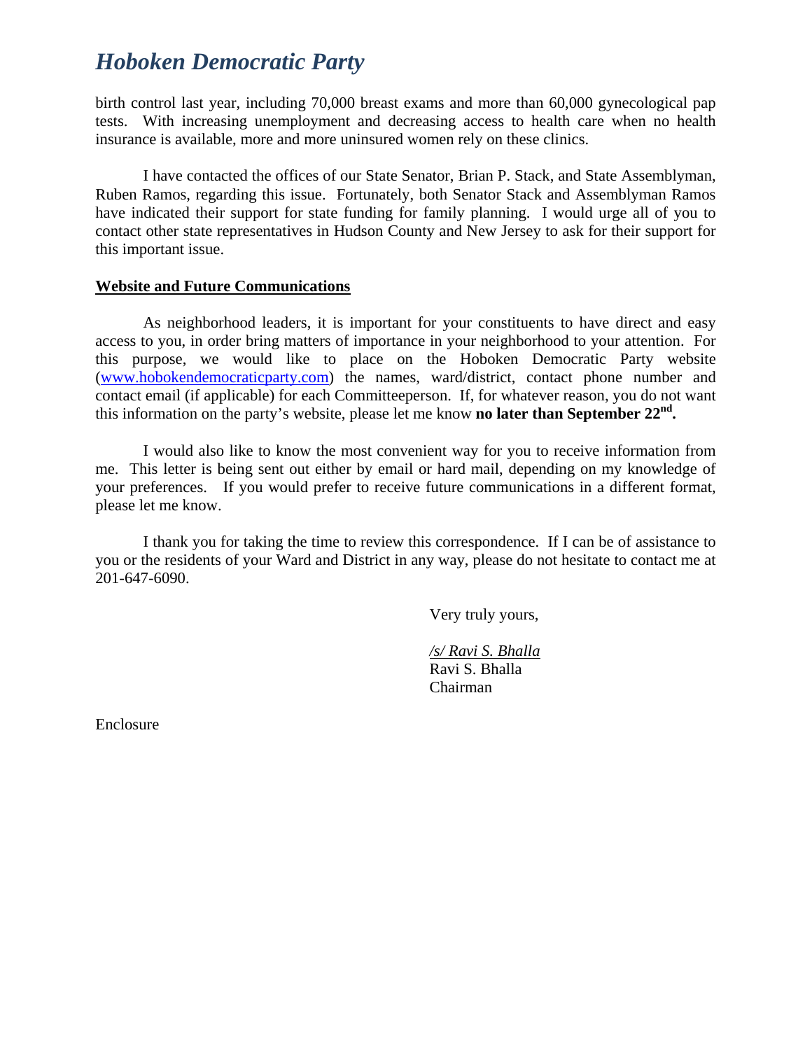birth control last year, including 70,000 breast exams and more than 60,000 gynecological pap tests. With increasing unemployment and decreasing access to health care when no health insurance is available, more and more uninsured women rely on these clinics.

I have contacted the offices of our State Senator, Brian P. Stack, and State Assemblyman, Ruben Ramos, regarding this issue. Fortunately, both Senator Stack and Assemblyman Ramos have indicated their support for state funding for family planning. I would urge all of you to contact other state representatives in Hudson County and New Jersey to ask for their support for this important issue.

**<u>Website and Future Communications</u>**

As neighborhood leaders, it is important for your constituents to have direct and easy access to you, in order bring matters of importance in your neighborhood to your attention. For this purpose, we would like to place on the Hoboken Democratic Party website (www.hobokendemocraticparty.com) the names, ward/district, contact phone number and contact email (if applicable) for each Committeeperson. If, for whatever reason, you do not want this information on the party's website, please let me know **no later than September 22nd.**

I would also like to know the most convenient way for you to receive information from me. This letter is being sent out either by email or hard mail, depending on my knowledge of your preferences. If you would prefer to receive future communications in a different format, please let me know.

I thank you for taking the time to review this correspondence. If I can be of assistance to you or the residents of your Ward and District in any way, please do not hesitate to contact me at 201-647-6090.

Very truly yours,

*<u>/s/ Ravi S. Bhalla</u>*
Ravi S. Bhalla
Chairman

Enclosure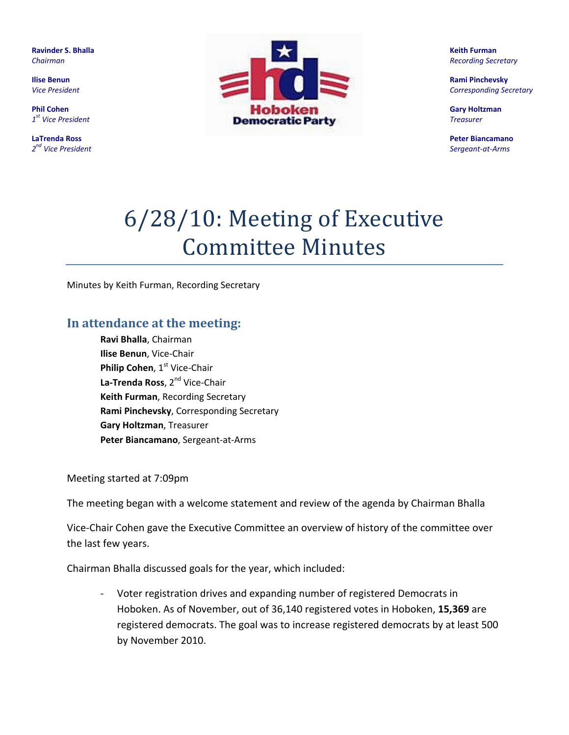**Ravinder S. Bhalla**
*Chairman*

**Ilise Benun**
*Vice President*

**Phil Cohen**
*1st Vice President*

**LaTrenda Ross**
*2nd Vice President*

**Keith Furman**
*Recording Secretary*

**Rami Pinchevsky**
*Corresponding Secretary*

**Gary Holtzman**
*Treasurer*

**Peter Biancamano**
*Sergeant-at-Arms*

# 6/28/10: Meeting of Executive Committee Minutes

Minutes by Keith Furman, Recording Secretary

## In attendance at the meeting:

**Ravi Bhalla**, Chairman
**Ilise Benun**, Vice-Chair
**Philip Cohen**, 1st Vice-Chair
**La-Trenda Ross**, 2nd Vice-Chair
**Keith Furman**, Recording Secretary
**Rami Pinchevsky**, Corresponding Secretary
**Gary Holtzman**, Treasurer
**Peter Biancamano**, Sergeant-at-Arms

Meeting started at 7:09pm

The meeting began with a welcome statement and review of the agenda by Chairman Bhalla

Vice-Chair Cohen gave the Executive Committee an overview of history of the committee over the last few years.

Chairman Bhalla discussed goals for the year, which included:

- Voter registration drives and expanding number of registered Democrats in Hoboken. As of November, out of 36,140 registered votes in Hoboken, **15,369** are registered democrats. The goal was to increase registered democrats by at least 500 by November 2010.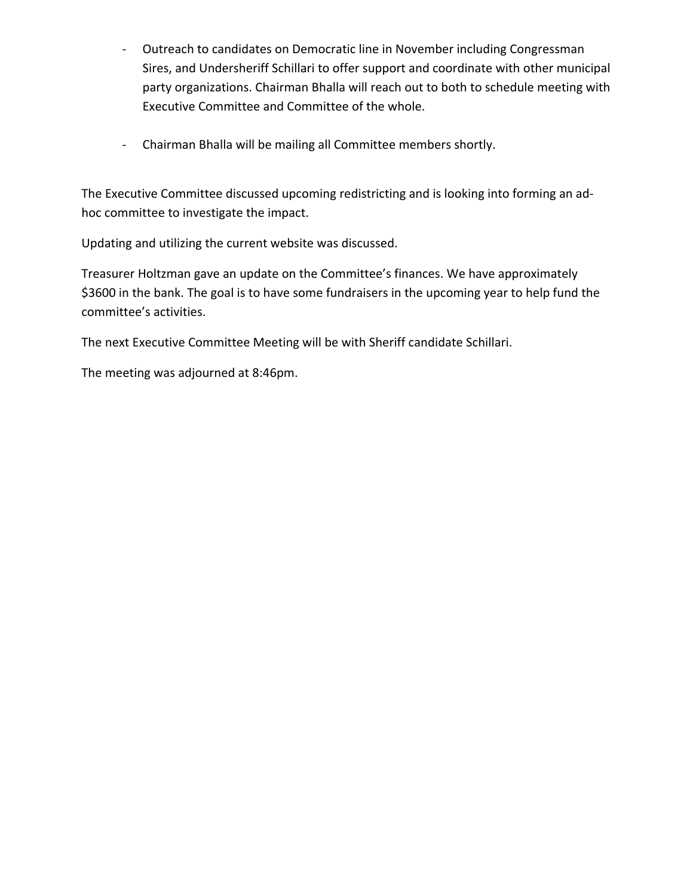- Outreach to candidates on Democratic line in November including Congressman Sires, and Undersheriff Schillari to offer support and coordinate with other municipal party organizations. Chairman Bhalla will reach out to both to schedule meeting with Executive Committee and Committee of the whole.

- Chairman Bhalla will be mailing all Committee members shortly.

The Executive Committee discussed upcoming redistricting and is looking into forming an ad-hoc committee to investigate the impact.

Updating and utilizing the current website was discussed.

Treasurer Holtzman gave an update on the Committee's finances. We have approximately $3600 in the bank. The goal is to have some fundraisers in the upcoming year to help fund the committee's activities.

The next Executive Committee Meeting will be with Sheriff candidate Schillari.

The meeting was adjourned at 8:46pm.